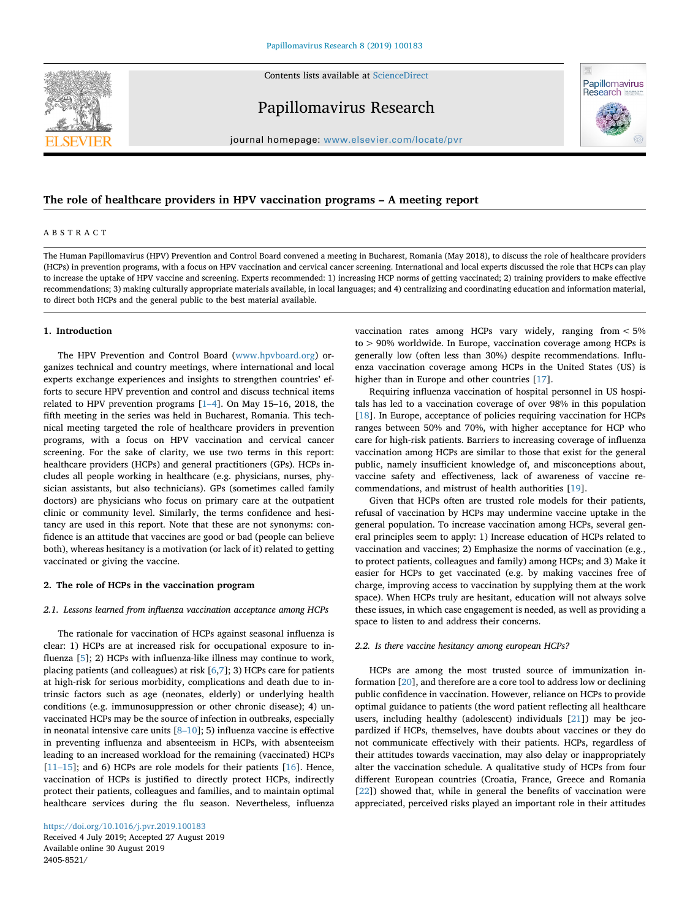# The role of healthcare providers in HPV vaccination programs – A meeting report

## ABSTRACT

The Human Papillomavirus (HPV) Prevention and Control Board convened a meeting in Bucharest, Romania (May 2018), to discuss the role of healthcare providers (HCPs) in prevention programs, with a focus on HPV vaccination and cervical cancer screening. International and local experts discussed the role that HCPs can play to increase the uptake of HPV vaccine and screening. Experts recommended: 1) increasing HCP norms of getting vaccinated; 2) training providers to make effective recommendations; 3) making culturally appropriate materials available, in local languages; and 4) centralizing and coordinating education and information material, to direct both HCPs and the general public to the best material available.

## 1. Introduction

The HPV Prevention and Control Board (www.hpvboard.org) organizes technical and country meetings, where international and local experts exchange experiences and insights to strengthen countries' efforts to secure HPV prevention and control and discuss technical items related to HPV prevention programs [1–4]. On May 15–16, 2018, the fifth meeting in the series was held in Bucharest, Romania. This technical meeting targeted the role of healthcare providers in prevention programs, with a focus on HPV vaccination and cervical cancer screening. For the sake of clarity, we use two terms in this report: healthcare providers (HCPs) and general practitioners (GPs). HCPs includes all people working in healthcare (e.g. physicians, nurses, physician assistants, but also technicians). GPs (sometimes called family doctors) are physicians who focus on primary care at the outpatient clinic or community level. Similarly, the terms confidence and hesitancy are used in this report. Note that these are not synonyms: confidence is an attitude that vaccines are good or bad (people can believe both), whereas hesitancy is a motivation (or lack of it) related to getting vaccinated or giving the vaccine.

## 2. The role of HCPs in the vaccination program

### 2.1. Lessons learned from influenza vaccination acceptance among HCPs

The rationale for vaccination of HCPs against seasonal influenza is clear: 1) HCPs are at increased risk for occupational exposure to influenza [5]; 2) HCPs with influenza-like illness may continue to work, placing patients (and colleagues) at risk [6,7]; 3) HCPs care for patients at high-risk for serious morbidity, complications and death due to intrinsic factors such as age (neonates, elderly) or underlying health conditions (e.g. immunosuppression or other chronic disease); 4) unvaccinated HCPs may be the source of infection in outbreaks, especially in neonatal intensive care units [8–10]; 5) influenza vaccine is effective in preventing influenza and absenteeism in HCPs, with absenteeism leading to an increased workload for the remaining (vaccinated) HCPs [11–15]; and 6) HCPs are role models for their patients [16]. Hence, vaccination of HCPs is justified to directly protect HCPs, indirectly protect their patients, colleagues and families, and to maintain optimal healthcare services during the flu season. Nevertheless, influenza vaccination rates among HCPs vary widely, ranging from < 5% to > 90% worldwide. In Europe, vaccination coverage among HCPs is generally low (often less than 30%) despite recommendations. Influenza vaccination coverage among HCPs in the United States (US) is higher than in Europe and other countries [17].

Requiring influenza vaccination of hospital personnel in US hospitals has led to a vaccination coverage of over 98% in this population [18]. In Europe, acceptance of policies requiring vaccination for HCPs ranges between 50% and 70%, with higher acceptance for HCP who care for high-risk patients. Barriers to increasing coverage of influenza vaccination among HCPs are similar to those that exist for the general public, namely insufficient knowledge of, and misconceptions about, vaccine safety and effectiveness, lack of awareness of vaccine recommendations, and mistrust of health authorities [19].

Given that HCPs often are trusted role models for their patients, refusal of vaccination by HCPs may undermine vaccine uptake in the general population. To increase vaccination among HCPs, several general principles seem to apply: 1) Increase education of HCPs related to vaccination and vaccines; 2) Emphasize the norms of vaccination (e.g., to protect patients, colleagues and family) among HCPs; and 3) Make it easier for HCPs to get vaccinated (e.g. by making vaccines free of charge, improving access to vaccination by supplying them at the work space). When HCPs truly are hesitant, education will not always solve these issues, in which case engagement is needed, as well as providing a space to listen to and address their concerns.

### 2.2. Is there vaccine hesitancy among european HCPs?

HCPs are among the most trusted source of immunization information [20], and therefore are a core tool to address low or declining public confidence in vaccination. However, reliance on HCPs to provide optimal guidance to patients (the word patient reflecting all healthcare users, including healthy (adolescent) individuals [21]) may be jeopardized if HCPs, themselves, have doubts about vaccines or they do not communicate effectively with their patients. HCPs, regardless of their attitudes towards vaccination, may also delay or inappropriately alter the vaccination schedule. A qualitative study of HCPs from four different European countries (Croatia, France, Greece and Romania [22]) showed that, while in general the benefits of vaccination were appreciated, perceived risks played an important role in their attitudes

https://doi.org/10.1016/j.pvr.2019.100183
Received 4 July 2019; Accepted 27 August 2019
Available online 30 August 2019
2405-8521/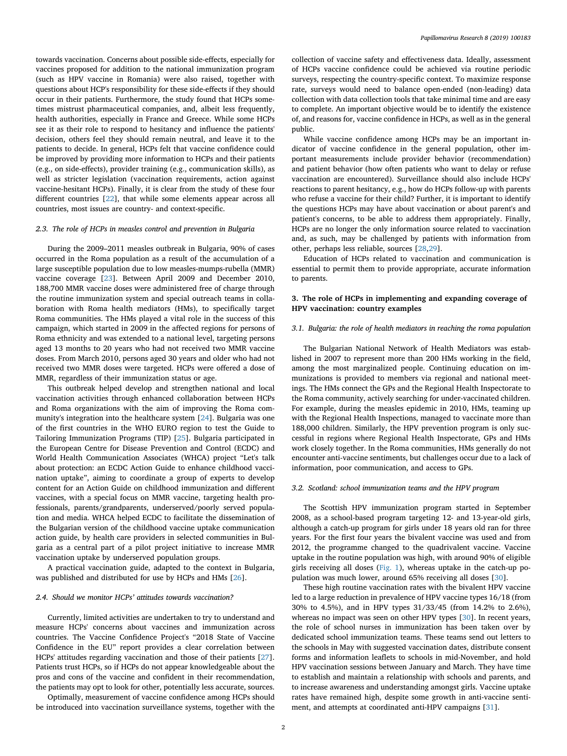towards vaccination. Concerns about possible side-effects, especially for vaccines proposed for addition to the national immunization program (such as HPV vaccine in Romania) were also raised, together with questions about HCP's responsibility for these side-effects if they should occur in their patients. Furthermore, the study found that HCPs sometimes mistrust pharmaceutical companies, and, albeit less frequently, health authorities, especially in France and Greece. While some HCPs see it as their role to respond to hesitancy and influence the patients' decision, others feel they should remain neutral, and leave it to the patients to decide. In general, HCPs felt that vaccine confidence could be improved by providing more information to HCPs and their patients (e.g., on side-effects), provider training (e.g., communication skills), as well as stricter legislation (vaccination requirements, action against vaccine-hesitant HCPs). Finally, it is clear from the study of these four different countries [22], that while some elements appear across all countries, most issues are country- and context-specific.

### *2.3. The role of HCPs in measles control and prevention in Bulgaria*

During the 2009–2011 measles outbreak in Bulgaria, 90% of cases occurred in the Roma population as a result of the accumulation of a large susceptible population due to low measles-mumps-rubella (MMR) vaccine coverage [23]. Between April 2009 and December 2010, 188,700 MMR vaccine doses were administered free of charge through the routine immunization system and special outreach teams in collaboration with Roma health mediators (HMs), to specifically target Roma communities. The HMs played a vital role in the success of this campaign, which started in 2009 in the affected regions for persons of Roma ethnicity and was extended to a national level, targeting persons aged 13 months to 20 years who had not received two MMR vaccine doses. From March 2010, persons aged 30 years and older who had not received two MMR doses were targeted. HCPs were offered a dose of MMR, regardless of their immunization status or age.

This outbreak helped develop and strengthen national and local vaccination activities through enhanced collaboration between HCPs and Roma organizations with the aim of improving the Roma community's integration into the healthcare system [24]. Bulgaria was one of the first countries in the WHO EURO region to test the Guide to Tailoring Immunization Programs (TIP) [25]. Bulgaria participated in the European Centre for Disease Prevention and Control (ECDC) and World Health Communication Associates (WHCA) project "Let's talk about protection: an ECDC Action Guide to enhance childhood vaccination uptake", aiming to coordinate a group of experts to develop content for an Action Guide on childhood immunization and different vaccines, with a special focus on MMR vaccine, targeting health professionals, parents/grandparents, underserved/poorly served population and media. WHCA helped ECDC to facilitate the dissemination of the Bulgarian version of the childhood vaccine uptake communication action guide, by health care providers in selected communities in Bulgaria as a central part of a pilot project initiative to increase MMR vaccination uptake by underserved population groups.

A practical vaccination guide, adapted to the context in Bulgaria, was published and distributed for use by HCPs and HMs [26].

### *2.4. Should we monitor HCPs' attitudes towards vaccination?*

Currently, limited activities are undertaken to try to understand and measure HCPs' concerns about vaccines and immunization across countries. The Vaccine Confidence Project's "2018 State of Vaccine Confidence in the EU" report provides a clear correlation between HCPs' attitudes regarding vaccination and those of their patients [27]. Patients trust HCPs, so if HCPs do not appear knowledgeable about the pros and cons of the vaccine and confident in their recommendation, the patients may opt to look for other, potentially less accurate, sources.

Optimally, measurement of vaccine confidence among HCPs should be introduced into vaccination surveillance systems, together with the collection of vaccine safety and effectiveness data. Ideally, assessment of HCPs vaccine confidence could be achieved via routine periodic surveys, respecting the country-specific context. To maximize response rate, surveys would need to balance open-ended (non-leading) data collection with data collection tools that take minimal time and are easy to complete. An important objective would be to identify the existence of, and reasons for, vaccine confidence in HCPs, as well as in the general public.

While vaccine confidence among HCPs may be an important indicator of vaccine confidence in the general population, other important measurements include provider behavior (recommendation) and patient behavior (how often patients who want to delay or refuse vaccination are encountered). Surveillance should also include HCPs' reactions to parent hesitancy, e.g., how do HCPs follow-up with parents who refuse a vaccine for their child? Further, it is important to identify the questions HCPs may have about vaccination or about parent's and patient's concerns, to be able to address them appropriately. Finally, HCPs are no longer the only information source related to vaccination and, as such, may be challenged by patients with information from other, perhaps less reliable, sources [28,29].

Education of HCPs related to vaccination and communication is essential to permit them to provide appropriate, accurate information to parents.

## 3. The role of HCPs in implementing and expanding coverage of HPV vaccination: country examples

### *3.1. Bulgaria: the role of health mediators in reaching the roma population*

The Bulgarian National Network of Health Mediators was established in 2007 to represent more than 200 HMs working in the field, among the most marginalized people. Continuing education on immunizations is provided to members via regional and national meetings. The HMs connect the GPs and the Regional Health Inspectorate to the Roma community, actively searching for under-vaccinated children. For example, during the measles epidemic in 2010, HMs, teaming up with the Regional Health Inspections, managed to vaccinate more than 188,000 children. Similarly, the HPV prevention program is only successful in regions where Regional Health Inspectorate, GPs and HMs work closely together. In the Roma communities, HMs generally do not encounter anti-vaccine sentiments, but challenges occur due to a lack of information, poor communication, and access to GPs.

### *3.2. Scotland: school immunization teams and the HPV program*

The Scottish HPV immunization program started in September 2008, as a school-based program targeting 12- and 13-year-old girls, although a catch-up program for girls under 18 years old ran for three years. For the first four years the bivalent vaccine was used and from 2012, the programme changed to the quadrivalent vaccine. Vaccine uptake in the routine population was high, with around 90% of eligible girls receiving all doses (Fig. 1), whereas uptake in the catch-up population was much lower, around 65% receiving all doses [30].

These high routine vaccination rates with the bivalent HPV vaccine led to a large reduction in prevalence of HPV vaccine types 16/18 (from 30% to 4.5%), and in HPV types 31/33/45 (from 14.2% to 2.6%), whereas no impact was seen on other HPV types [30]. In recent years, the role of school nurses in immunization has been taken over by dedicated school immunization teams. These teams send out letters to the schools in May with suggested vaccination dates, distribute consent forms and information leaflets to schools in mid-November, and hold HPV vaccination sessions between January and March. They have time to establish and maintain a relationship with schools and parents, and to increase awareness and understanding amongst girls. Vaccine uptake rates have remained high, despite some growth in anti-vaccine sentiment, and attempts at coordinated anti-HPV campaigns [31].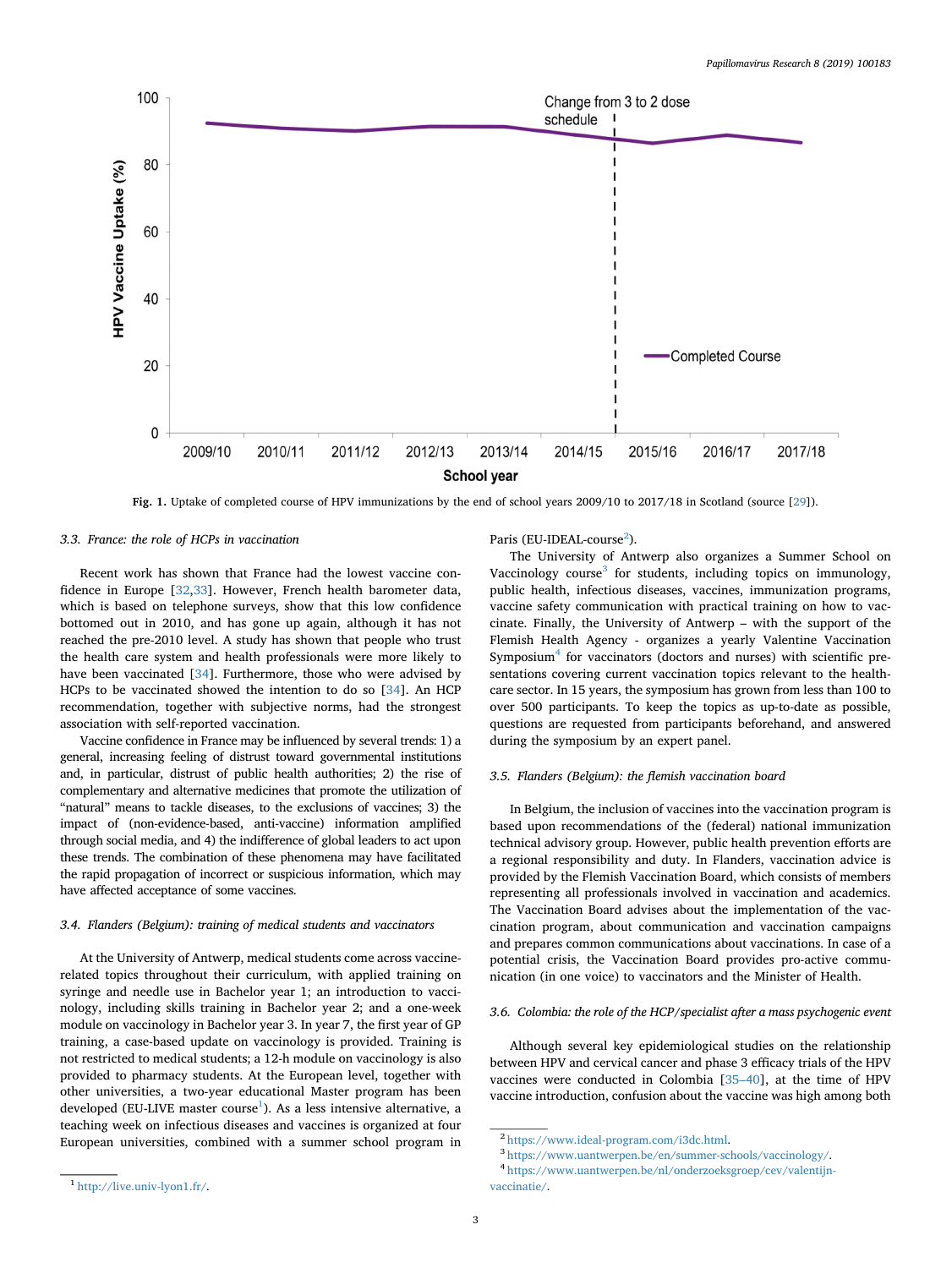Fig. 1. Uptake of completed course of HPV immunizations by the end of school years 2009/10 to 2017/18 in Scotland (source [29]).

### 3.3. France: the role of HCPs in vaccination

Recent work has shown that France had the lowest vaccine confidence in Europe [32,33]. However, French health barometer data, which is based on telephone surveys, show that this low confidence bottomed out in 2010, and has gone up again, although it has not reached the pre-2010 level. A study has shown that people who trust the health care system and health professionals were more likely to have been vaccinated [34]. Furthermore, those who were advised by HCPs to be vaccinated showed the intention to do so [34]. An HCP recommendation, together with subjective norms, had the strongest association with self-reported vaccination.

Vaccine confidence in France may be influenced by several trends: 1) a general, increasing feeling of distrust toward governmental institutions and, in particular, distrust of public health authorities; 2) the rise of complementary and alternative medicines that promote the utilization of "natural" means to tackle diseases, to the exclusions of vaccines; 3) the impact of (non-evidence-based, anti-vaccine) information amplified through social media, and 4) the indifference of global leaders to act upon these trends. The combination of these phenomena may have facilitated the rapid propagation of incorrect or suspicious information, which may have affected acceptance of some vaccines.

### 3.4. Flanders (Belgium): training of medical students and vaccinators

At the University of Antwerp, medical students come across vaccine-related topics throughout their curriculum, with applied training on syringe and needle use in Bachelor year 1; an introduction to vaccinology, including skills training in Bachelor year 2; and a one-week module on vaccinology in Bachelor year 3. In year 7, the first year of GP training, a case-based update on vaccinology is provided. Training is not restricted to medical students; a 12-h module on vaccinology is also provided to pharmacy students. At the European level, together with other universities, a two-year educational Master program has been developed (EU-LIVE master course[1]). As a less intensive alternative, a teaching week on infectious diseases and vaccines is organized at four European universities, combined with a summer school program in Paris (EU-IDEAL-course[2]).

The University of Antwerp also organizes a Summer School on Vaccinology course[3] for students, including topics on immunology, public health, infectious diseases, vaccines, immunization programs, vaccine safety communication with practical training on how to vaccinate. Finally, the University of Antwerp – with the support of the Flemish Health Agency - organizes a yearly Valentine Vaccination Symposium[4] for vaccinators (doctors and nurses) with scientific presentations covering current vaccination topics relevant to the health-care sector. In 15 years, the symposium has grown from less than 100 to over 500 participants. To keep the topics as up-to-date as possible, questions are requested from participants beforehand, and answered during the symposium by an expert panel.

### 3.5. Flanders (Belgium): the flemish vaccination board

In Belgium, the inclusion of vaccines into the vaccination program is based upon recommendations of the (federal) national immunization technical advisory group. However, public health prevention efforts are a regional responsibility and duty. In Flanders, vaccination advice is provided by the Flemish Vaccination Board, which consists of members representing all professionals involved in vaccination and academics. The Vaccination Board advises about the implementation of the vaccination program, about communication and vaccination campaigns and prepares common communications about vaccinations. In case of a potential crisis, the Vaccination Board provides pro-active communication (in one voice) to vaccinators and the Minister of Health.

### 3.6. Colombia: the role of the HCP/specialist after a mass psychogenic event

Although several key epidemiological studies on the relationship between HPV and cervical cancer and phase 3 efficacy trials of the HPV vaccines were conducted in Colombia [35–40], at the time of HPV vaccine introduction, confusion about the vaccine was high among both

[1] http://live.univ-lyon1.fr/.

[2] https://www.ideal-program.com/i3dc.html.

[3] https://www.uantwerpen.be/en/summer-schools/vaccinology/.

[4] https://www.uantwerpen.be/nl/onderzoeksgroep/cev/valentijn-vaccinatie/.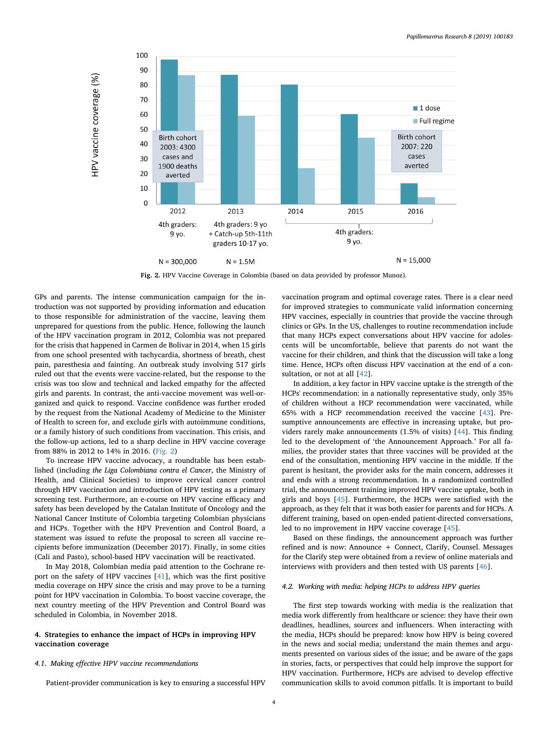Fig. 2. HPV Vaccine Coverage in Colombia (based on data provided by professor Munoz).

GPs and parents. The intense communication campaign for the introduction was not supported by providing information and education to those responsible for administration of the vaccine, leaving them unprepared for questions from the public. Hence, following the launch of the HPV vaccination program in 2012, Colombia was not prepared for the crisis that happened in Carmen de Bolivar in 2014, when 15 girls from one school presented with tachycardia, shortness of breath, chest pain, paresthesia and fainting. An outbreak study involving 517 girls ruled out that the events were vaccine-related, but the response to the crisis was too slow and technical and lacked empathy for the affected girls and parents. In contrast, the anti-vaccine movement was well-organized and quick to respond. Vaccine confidence was further eroded by the request from the National Academy of Medicine to the Minister of Health to screen for, and exclude girls with autoimmune conditions, or a family history of such conditions from vaccination. This crisis, and the follow-up actions, led to a sharp decline in HPV vaccine coverage from 88% in 2012 to 14% in 2016. (Fig. 2)

To increase HPV vaccine advocacy, a roundtable has been established (including *the Liga Colombiana contra el Cancer*, the Ministry of Health, and Clinical Societies) to improve cervical cancer control through HPV vaccination and introduction of HPV testing as a primary screening test. Furthermore, an e-course on HPV vaccine efficacy and safety has been developed by the Catalan Institute of Oncology and the National Cancer Institute of Colombia targeting Colombian physicians and HCPs. Together with the HPV Prevention and Control Board, a statement was issued to refute the proposal to screen all vaccine recipients before immunization (December 2017). Finally, in some cities (Cali and Pasto), school-based HPV vaccination will be reactivated.

In May 2018, Colombian media paid attention to the Cochrane report on the safety of HPV vaccines [41], which was the first positive media coverage on HPV since the crisis and may prove to be a turning point for HPV vaccination in Colombia. To boost vaccine coverage, the next country meeting of the HPV Prevention and Control Board was scheduled in Colombia, in November 2018.

## 4. Strategies to enhance the impact of HCPs in improving HPV vaccination coverage

### 4.1. Making effective HPV vaccine recommendations

Patient-provider communication is key to ensuring a successful HPV vaccination program and optimal coverage rates. There is a clear need for improved strategies to communicate valid information concerning HPV vaccines, especially in countries that provide the vaccine through clinics or GPs. In the US, challenges to routine recommendation include that many HCPs expect conversations about HPV vaccine for adolescents will be uncomfortable, believe that parents do not want the vaccine for their children, and think that the discussion will take a long time. Hence, HCPs often discuss HPV vaccination at the end of a consultation, or not at all [42].

In addition, a key factor in HPV vaccine uptake is the strength of the HCPs' recommendation: in a nationally representative study, only 35% of children without a HCP recommendation were vaccinated, while 65% with a HCP recommendation received the vaccine [43]. Presumptive announcements are effective in increasing uptake, but providers rarely make announcements (1.5% of visits) [44]. This finding led to the development of 'the Announcement Approach.' For all families, the provider states that three vaccines will be provided at the end of the consultation, mentioning HPV vaccine in the middle. If the parent is hesitant, the provider asks for the main concern, addresses it and ends with a strong recommendation. In a randomized controlled trial, the announcement training improved HPV vaccine uptake, both in girls and boys [45]. Furthermore, the HCPs were satisfied with the approach, as they felt that it was both easier for parents and for HCPs. A different training, based on open-ended patient-directed conversations, led to no improvement in HPV vaccine coverage [45].

Based on these findings, the announcement approach was further refined and is now: Announce + Connect, Clarify, Counsel. Messages for the Clarify step were obtained from a review of online materials and interviews with providers and then tested with US parents [46].

### 4.2. Working with media: helping HCPs to address HPV queries

The first step towards working with media is the realization that media work differently from healthcare or science: they have their own deadlines, headlines, sources and influencers. When interacting with the media, HCPs should be prepared: know how HPV is being covered in the news and social media; understand the main themes and arguments presented on various sides of the issue; and be aware of the gaps in stories, facts, or perspectives that could help improve the support for HPV vaccination. Furthermore, HCPs are advised to develop effective communication skills to avoid common pitfalls. It is important to build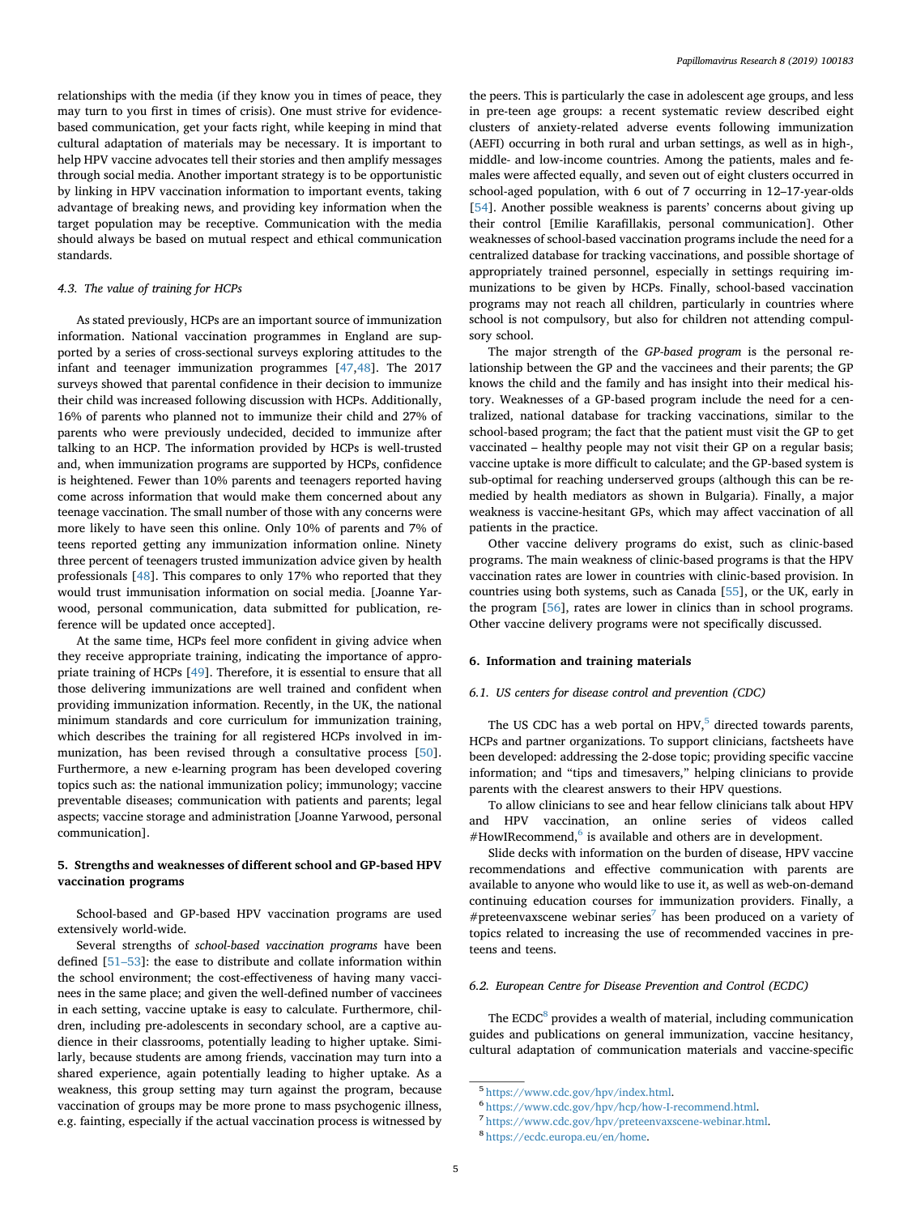relationships with the media (if they know you in times of peace, they may turn to you first in times of crisis). One must strive for evidence-based communication, get your facts right, while keeping in mind that cultural adaptation of materials may be necessary. It is important to help HPV vaccine advocates tell their stories and then amplify messages through social media. Another important strategy is to be opportunistic by linking in HPV vaccination information to important events, taking advantage of breaking news, and providing key information when the target population may be receptive. Communication with the media should always be based on mutual respect and ethical communication standards.

### 4.3. The value of training for HCPs

As stated previously, HCPs are an important source of immunization information. National vaccination programmes in England are supported by a series of cross-sectional surveys exploring attitudes to the infant and teenager immunization programmes [47,48]. The 2017 surveys showed that parental confidence in their decision to immunize their child was increased following discussion with HCPs. Additionally, 16% of parents who planned not to immunize their child and 27% of parents who were previously undecided, decided to immunize after talking to an HCP. The information provided by HCPs is well-trusted and, when immunization programs are supported by HCPs, confidence is heightened. Fewer than 10% parents and teenagers reported having come across information that would make them concerned about any teenage vaccination. The small number of those with any concerns were more likely to have seen this online. Only 10% of parents and 7% of teens reported getting any immunization information online. Ninety three percent of teenagers trusted immunization advice given by health professionals [48]. This compares to only 17% who reported that they would trust immunisation information on social media. [Joanne Yarwood, personal communication, data submitted for publication, reference will be updated once accepted].

At the same time, HCPs feel more confident in giving advice when they receive appropriate training, indicating the importance of appropriate training of HCPs [49]. Therefore, it is essential to ensure that all those delivering immunizations are well trained and confident when providing immunization information. Recently, in the UK, the national minimum standards and core curriculum for immunization training, which describes the training for all registered HCPs involved in immunization, has been revised through a consultative process [50]. Furthermore, a new e-learning program has been developed covering topics such as: the national immunization policy; immunology; vaccine preventable diseases; communication with patients and parents; legal aspects; vaccine storage and administration [Joanne Yarwood, personal communication].

## 5. Strengths and weaknesses of different school and GP-based HPV vaccination programs

School-based and GP-based HPV vaccination programs are used extensively world-wide.

Several strengths of *school-based vaccination programs* have been defined [51–53]: the ease to distribute and collate information within the school environment; the cost-effectiveness of having many vaccinees in the same place; and given the well-defined number of vaccinees in each setting, vaccine uptake is easy to calculate. Furthermore, children, including pre-adolescents in secondary school, are a captive audience in their classrooms, potentially leading to higher uptake. Similarly, because students are among friends, vaccination may turn into a shared experience, again potentially leading to higher uptake. As a weakness, this group setting may turn against the program, because vaccination of groups may be more prone to mass psychogenic illness, e.g. fainting, especially if the actual vaccination process is witnessed by the peers. This is particularly the case in adolescent age groups, and less in pre-teen age groups: a recent systematic review described eight clusters of anxiety-related adverse events following immunization (AEFI) occurring in both rural and urban settings, as well as in high-, middle- and low-income countries. Among the patients, males and females were affected equally, and seven out of eight clusters occurred in school-aged population, with 6 out of 7 occurring in 12–17-year-olds [54]. Another possible weakness is parents' concerns about giving up their control [Emilie Karafillakis, personal communication]. Other weaknesses of school-based vaccination programs include the need for a centralized database for tracking vaccinations, and possible shortage of appropriately trained personnel, especially in settings requiring immunizations to be given by HCPs. Finally, school-based vaccination programs may not reach all children, particularly in countries where school is not compulsory, but also for children not attending compulsory school.

The major strength of the *GP-based program* is the personal relationship between the GP and the vaccinees and their parents; the GP knows the child and the family and has insight into their medical history. Weaknesses of a GP-based program include the need for a centralized, national database for tracking vaccinations, similar to the school-based program; the fact that the patient must visit the GP to get vaccinated – healthy people may not visit their GP on a regular basis; vaccine uptake is more difficult to calculate; and the GP-based system is sub-optimal for reaching underserved groups (although this can be remedied by health mediators as shown in Bulgaria). Finally, a major weakness is vaccine-hesitant GPs, which may affect vaccination of all patients in the practice.

Other vaccine delivery programs do exist, such as clinic-based programs. The main weakness of clinic-based programs is that the HPV vaccination rates are lower in countries with clinic-based provision. In countries using both systems, such as Canada [55], or the UK, early in the program [56], rates are lower in clinics than in school programs. Other vaccine delivery programs were not specifically discussed.

## 6. Information and training materials

### 6.1. US centers for disease control and prevention (CDC)

The US CDC has a web portal on HPV,[5] directed towards parents, HCPs and partner organizations. To support clinicians, factsheets have been developed: addressing the 2-dose topic; providing specific vaccine information; and "tips and timesavers," helping clinicians to provide parents with the clearest answers to their HPV questions.

To allow clinicians to see and hear fellow clinicians talk about HPV and HPV vaccination, an online series of videos called #HowIRecommend,[6] is available and others are in development.

Slide decks with information on the burden of disease, HPV vaccine recommendations and effective communication with parents are available to anyone who would like to use it, as well as web-on-demand continuing education courses for immunization providers. Finally, a #preteenvaxscene webinar series[7] has been produced on a variety of topics related to increasing the use of recommended vaccines in preteens and teens.

### 6.2. European Centre for Disease Prevention and Control (ECDC)

The ECDC[8] provides a wealth of material, including communication guides and publications on general immunization, vaccine hesitancy, cultural adaptation of communication materials and vaccine-specific

---

[5] https://www.cdc.gov/hpv/index.html.

[6] https://www.cdc.gov/hpv/hcp/how-I-recommend.html.

[7] https://www.cdc.gov/hpv/preteenvaxscene-webinar.html.

[8] https://ecdc.europa.eu/en/home.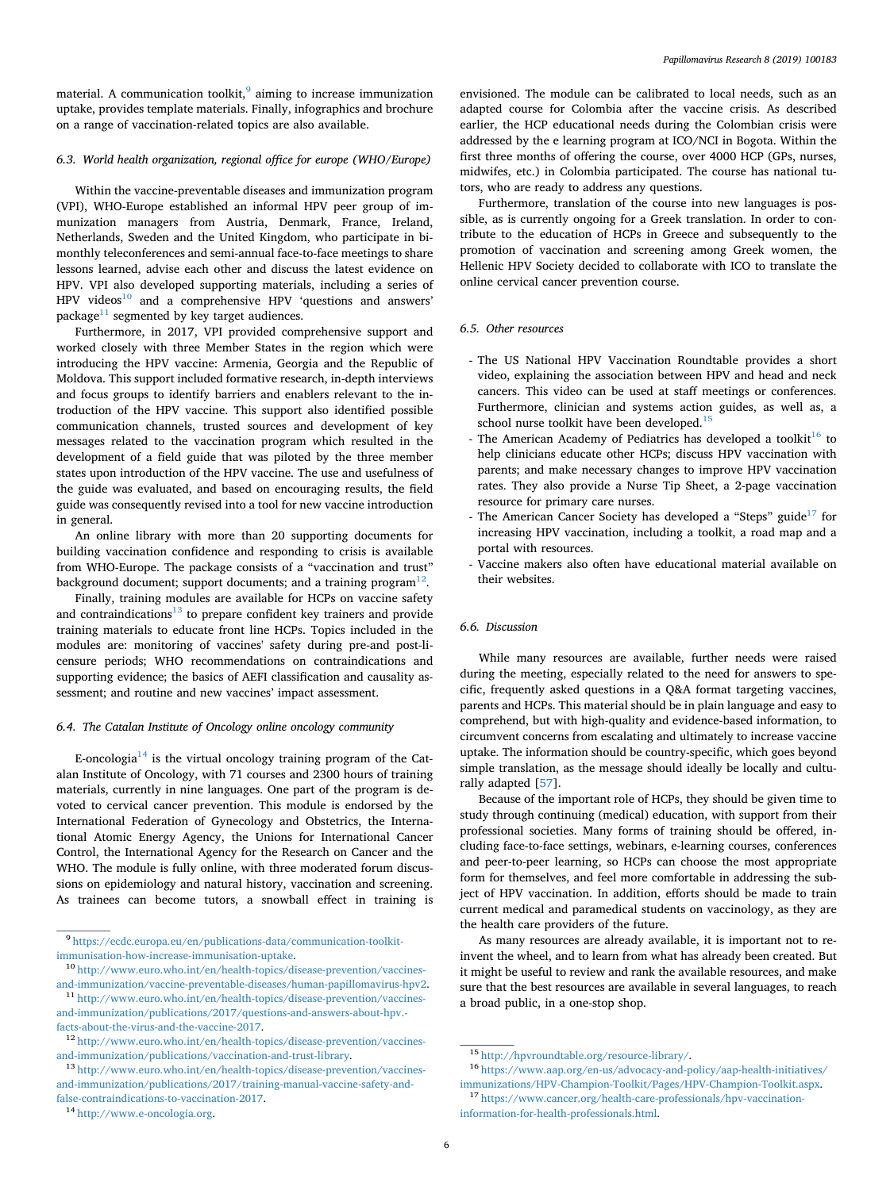material. A communication toolkit,[9] aiming to increase immunization uptake, provides template materials. Finally, infographics and brochure on a range of vaccination-related topics are also available.

### 6.3. World health organization, regional office for europe (WHO/Europe)

Within the vaccine-preventable diseases and immunization program (VPI), WHO-Europe established an informal HPV peer group of immunization managers from Austria, Denmark, France, Ireland, Netherlands, Sweden and the United Kingdom, who participate in bimonthly teleconferences and semi-annual face-to-face meetings to share lessons learned, advise each other and discuss the latest evidence on HPV. VPI also developed supporting materials, including a series of HPV videos[10] and a comprehensive HPV 'questions and answers' package[11] segmented by key target audiences.

Furthermore, in 2017, VPI provided comprehensive support and worked closely with three Member States in the region which were introducing the HPV vaccine: Armenia, Georgia and the Republic of Moldova. This support included formative research, in-depth interviews and focus groups to identify barriers and enablers relevant to the introduction of the HPV vaccine. This support also identified possible communication channels, trusted sources and development of key messages related to the vaccination program which resulted in the development of a field guide that was piloted by the three member states upon introduction of the HPV vaccine. The use and usefulness of the guide was evaluated, and based on encouraging results, the field guide was consequently revised into a tool for new vaccine introduction in general.

An online library with more than 20 supporting documents for building vaccination confidence and responding to crisis is available from WHO-Europe. The package consists of a "vaccination and trust" background document; support documents; and a training program[12].

Finally, training modules are available for HCPs on vaccine safety and contraindications[13] to prepare confident key trainers and provide training materials to educate front line HCPs. Topics included in the modules are: monitoring of vaccines' safety during pre-and post-licensure periods; WHO recommendations on contraindications and supporting evidence; the basics of AEFI classification and causality assessment; and routine and new vaccines' impact assessment.

### 6.4. The Catalan Institute of Oncology online oncology community

E-oncologia[14] is the virtual oncology training program of the Catalan Institute of Oncology, with 71 courses and 2300 hours of training materials, currently in nine languages. One part of the program is devoted to cervical cancer prevention. This module is endorsed by the International Federation of Gynecology and Obstetrics, the International Atomic Energy Agency, the Unions for International Cancer Control, the International Agency for the Research on Cancer and the WHO. The module is fully online, with three moderated forum discussions on epidemiology and natural history, vaccination and screening. As trainees can become tutors, a snowball effect in training is envisioned. The module can be calibrated to local needs, such as an adapted course for Colombia after the vaccine crisis. As described earlier, the HCP educational needs during the Colombian crisis were addressed by the e learning program at ICO/NCI in Bogota. Within the first three months of offering the course, over 4000 HCP (GPs, nurses, midwifes, etc.) in Colombia participated. The course has national tutors, who are ready to address any questions.

Furthermore, translation of the course into new languages is possible, as is currently ongoing for a Greek translation. In order to contribute to the education of HCPs in Greece and subsequently to the promotion of vaccination and screening among Greek women, the Hellenic HPV Society decided to collaborate with ICO to translate the online cervical cancer prevention course.

### 6.5. Other resources

- The US National HPV Vaccination Roundtable provides a short video, explaining the association between HPV and head and neck cancers. This video can be used at staff meetings or conferences. Furthermore, clinician and systems action guides, as well as, a school nurse toolkit have been developed.[15]
- The American Academy of Pediatrics has developed a toolkit[16] to help clinicians educate other HCPs; discuss HPV vaccination with parents; and make necessary changes to improve HPV vaccination rates. They also provide a Nurse Tip Sheet, a 2-page vaccination resource for primary care nurses.
- The American Cancer Society has developed a "Steps" guide[17] for increasing HPV vaccination, including a toolkit, a road map and a portal with resources.
- Vaccine makers also often have educational material available on their websites.

### 6.6. Discussion

While many resources are available, further needs were raised during the meeting, especially related to the need for answers to specific, frequently asked questions in a Q&A format targeting vaccines, parents and HCPs. This material should be in plain language and easy to comprehend, but with high-quality and evidence-based information, to circumvent concerns from escalating and ultimately to increase vaccine uptake. The information should be country-specific, which goes beyond simple translation, as the message should ideally be locally and culturally adapted [57].

Because of the important role of HCPs, they should be given time to study through continuing (medical) education, with support from their professional societies. Many forms of training should be offered, including face-to-face settings, webinars, e-learning courses, conferences and peer-to-peer learning, so HCPs can choose the most appropriate form for themselves, and feel more comfortable in addressing the subject of HPV vaccination. In addition, efforts should be made to train current medical and paramedical students on vaccinology, as they are the health care providers of the future.

As many resources are already available, it is important not to reinvent the wheel, and to learn from what has already been created. But it might be useful to review and rank the available resources, and make sure that the best resources are available in several languages, to reach a broad public, in a one-stop shop.

---

[9] https://ecdc.europa.eu/en/publications-data/communication-toolkit-immunisation-how-increase-immunisation-uptake.

[10] http://www.euro.who.int/en/health-topics/disease-prevention/vaccines-and-immunization/vaccine-preventable-diseases/human-papillomavirus-hpv2.

[11] http://www.euro.who.int/en/health-topics/disease-prevention/vaccines-and-immunization/publications/2017/questions-and-answers-about-hpv.-facts-about-the-virus-and-the-vaccine-2017.

[12] http://www.euro.who.int/en/health-topics/disease-prevention/vaccines-and-immunization/publications/vaccination-and-trust-library.

[13] http://www.euro.who.int/en/health-topics/disease-prevention/vaccines-and-immunization/publications/2017/training-manual-vaccine-safety-and-false-contraindications-to-vaccination-2017.

[14] http://www.e-oncologia.org.

[15] http://hpvroundtable.org/resource-library/.

[16] https://www.aap.org/en-us/advocacy-and-policy/aap-health-initiatives/immunizations/HPV-Champion-Toolkit/Pages/HPV-Champion-Toolkit.aspx.

[17] https://www.cancer.org/health-care-professionals/hpv-vaccination-information-for-health-professionals.html.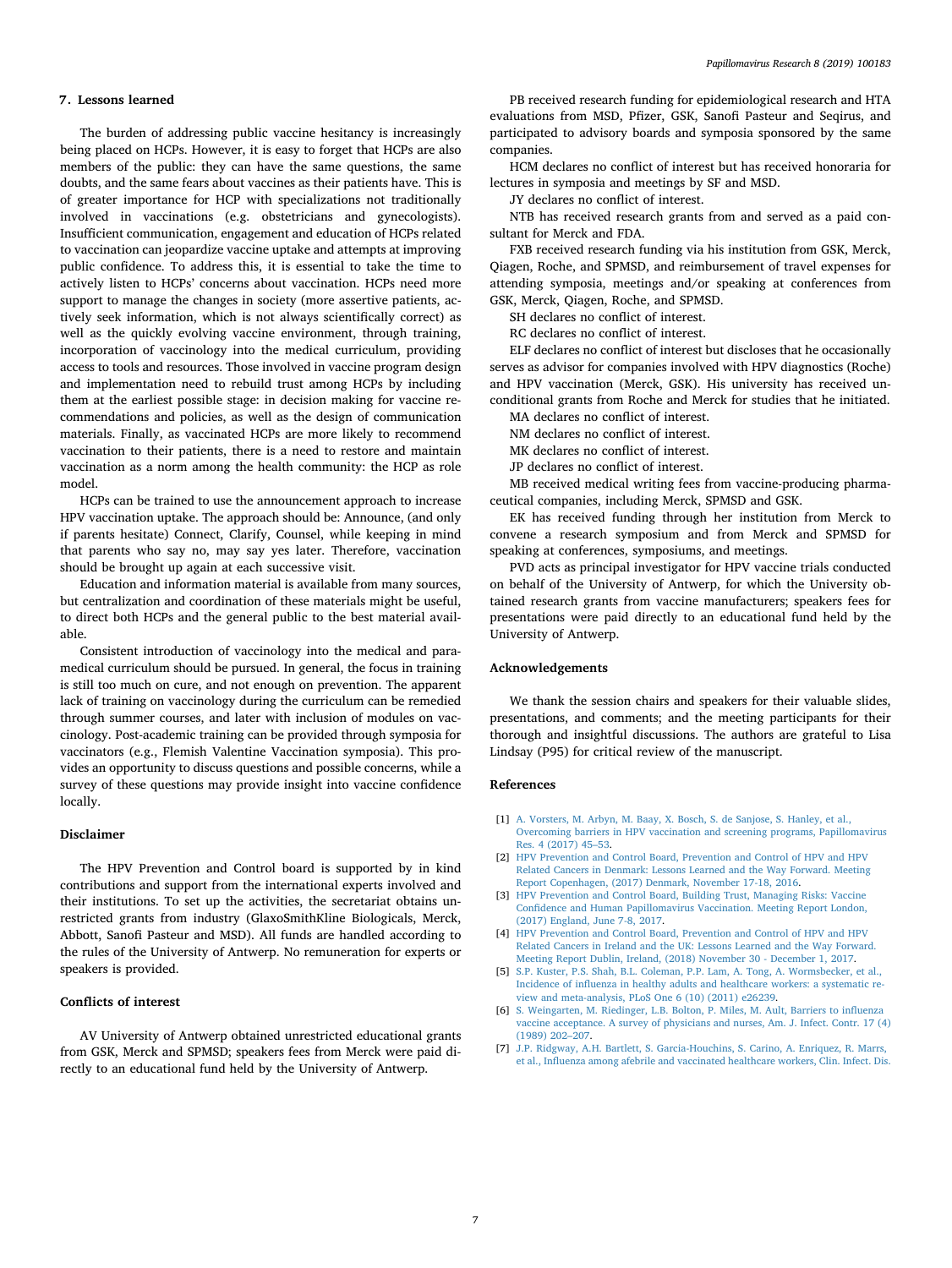## 7. Lessons learned

The burden of addressing public vaccine hesitancy is increasingly being placed on HCPs. However, it is easy to forget that HCPs are also members of the public: they can have the same questions, the same doubts, and the same fears about vaccines as their patients have. This is of greater importance for HCP with specializations not traditionally involved in vaccinations (e.g. obstetricians and gynecologists). Insufficient communication, engagement and education of HCPs related to vaccination can jeopardize vaccine uptake and attempts at improving public confidence. To address this, it is essential to take the time to actively listen to HCPs' concerns about vaccination. HCPs need more support to manage the changes in society (more assertive patients, actively seek information, which is not always scientifically correct) as well as the quickly evolving vaccine environment, through training, incorporation of vaccinology into the medical curriculum, providing access to tools and resources. Those involved in vaccine program design and implementation need to rebuild trust among HCPs by including them at the earliest possible stage: in decision making for vaccine recommendations and policies, as well as the design of communication materials. Finally, as vaccinated HCPs are more likely to recommend vaccination to their patients, there is a need to restore and maintain vaccination as a norm among the health community: the HCP as role model.

HCPs can be trained to use the announcement approach to increase HPV vaccination uptake. The approach should be: Announce, (and only if parents hesitate) Connect, Clarify, Counsel, while keeping in mind that parents who say no, may say yes later. Therefore, vaccination should be brought up again at each successive visit.

Education and information material is available from many sources, but centralization and coordination of these materials might be useful, to direct both HCPs and the general public to the best material available.

Consistent introduction of vaccinology into the medical and paramedical curriculum should be pursued. In general, the focus in training is still too much on cure, and not enough on prevention. The apparent lack of training on vaccinology during the curriculum can be remedied through summer courses, and later with inclusion of modules on vaccinology. Post-academic training can be provided through symposia for vaccinators (e.g., Flemish Valentine Vaccination symposia). This provides an opportunity to discuss questions and possible concerns, while a survey of these questions may provide insight into vaccine confidence locally.

## Disclaimer

The HPV Prevention and Control board is supported by in kind contributions and support from the international experts involved and their institutions. To set up the activities, the secretariat obtains unrestricted grants from industry (GlaxoSmithKline Biologicals, Merck, Abbott, Sanofi Pasteur and MSD). All funds are handled according to the rules of the University of Antwerp. No remuneration for experts or speakers is provided.

## Conflicts of interest

AV University of Antwerp obtained unrestricted educational grants from GSK, Merck and SPMSD; speakers fees from Merck were paid directly to an educational fund held by the University of Antwerp.

PB received research funding for epidemiological research and HTA evaluations from MSD, Pfizer, GSK, Sanofi Pasteur and Seqirus, and participated to advisory boards and symposia sponsored by the same companies.

HCM declares no conflict of interest but has received honoraria for lectures in symposia and meetings by SF and MSD.

JY declares no conflict of interest.

NTB has received research grants from and served as a paid consultant for Merck and FDA.

FXB received research funding via his institution from GSK, Merck, Qiagen, Roche, and SPMSD, and reimbursement of travel expenses for attending symposia, meetings and/or speaking at conferences from GSK, Merck, Qiagen, Roche, and SPMSD.

SH declares no conflict of interest.

RC declares no conflict of interest.

ELF declares no conflict of interest but discloses that he occasionally serves as advisor for companies involved with HPV diagnostics (Roche) and HPV vaccination (Merck, GSK). His university has received unconditional grants from Roche and Merck for studies that he initiated.

MA declares no conflict of interest.

NM declares no conflict of interest.

MK declares no conflict of interest.

JP declares no conflict of interest.

MB received medical writing fees from vaccine-producing pharmaceutical companies, including Merck, SPMSD and GSK.

EK has received funding through her institution from Merck to convene a research symposium and from Merck and SPMSD for speaking at conferences, symposiums, and meetings.

PVD acts as principal investigator for HPV vaccine trials conducted on behalf of the University of Antwerp, for which the University obtained research grants from vaccine manufacturers; speakers fees for presentations were paid directly to an educational fund held by the University of Antwerp.

## Acknowledgements

We thank the session chairs and speakers for their valuable slides, presentations, and comments; and the meeting participants for their thorough and insightful discussions. The authors are grateful to Lisa Lindsay (P95) for critical review of the manuscript.

## References

[1] A. Vorsters, M. Arbyn, M. Baay, X. Bosch, S. de Sanjose, S. Hanley, et al., Overcoming barriers in HPV vaccination and screening programs, Papillomavirus Res. 4 (2017) 45–53.

[2] HPV Prevention and Control Board, Prevention and Control of HPV and HPV Related Cancers in Denmark: Lessons Learned and the Way Forward. Meeting Report Copenhagen, (2017) Denmark, November 17-18, 2016.

[3] HPV Prevention and Control Board, Building Trust, Managing Risks: Vaccine Confidence and Human Papillomavirus Vaccination. Meeting Report London, (2017) England, June 7-8, 2017.

[4] HPV Prevention and Control Board, Prevention and Control of HPV and HPV Related Cancers in Ireland and the UK: Lessons Learned and the Way Forward. Meeting Report Dublin, Ireland, (2018) November 30 - December 1, 2017.

[5] S.P. Kuster, P.S. Shah, B.L. Coleman, P.P. Lam, A. Tong, A. Wormsbecker, et al., Incidence of influenza in healthy adults and healthcare workers: a systematic review and meta-analysis, PLoS One 6 (10) (2011) e26239.

[6] S. Weingarten, M. Riedinger, L.B. Bolton, P. Miles, M. Ault, Barriers to influenza vaccine acceptance. A survey of physicians and nurses, Am. J. Infect. Contr. 17 (4) (1989) 202–207.

[7] J.P. Ridgway, A.H. Bartlett, S. Garcia-Houchins, S. Carino, A. Enriquez, R. Marrs, et al., Influenza among afebrile and vaccinated healthcare workers, Clin. Infect. Dis.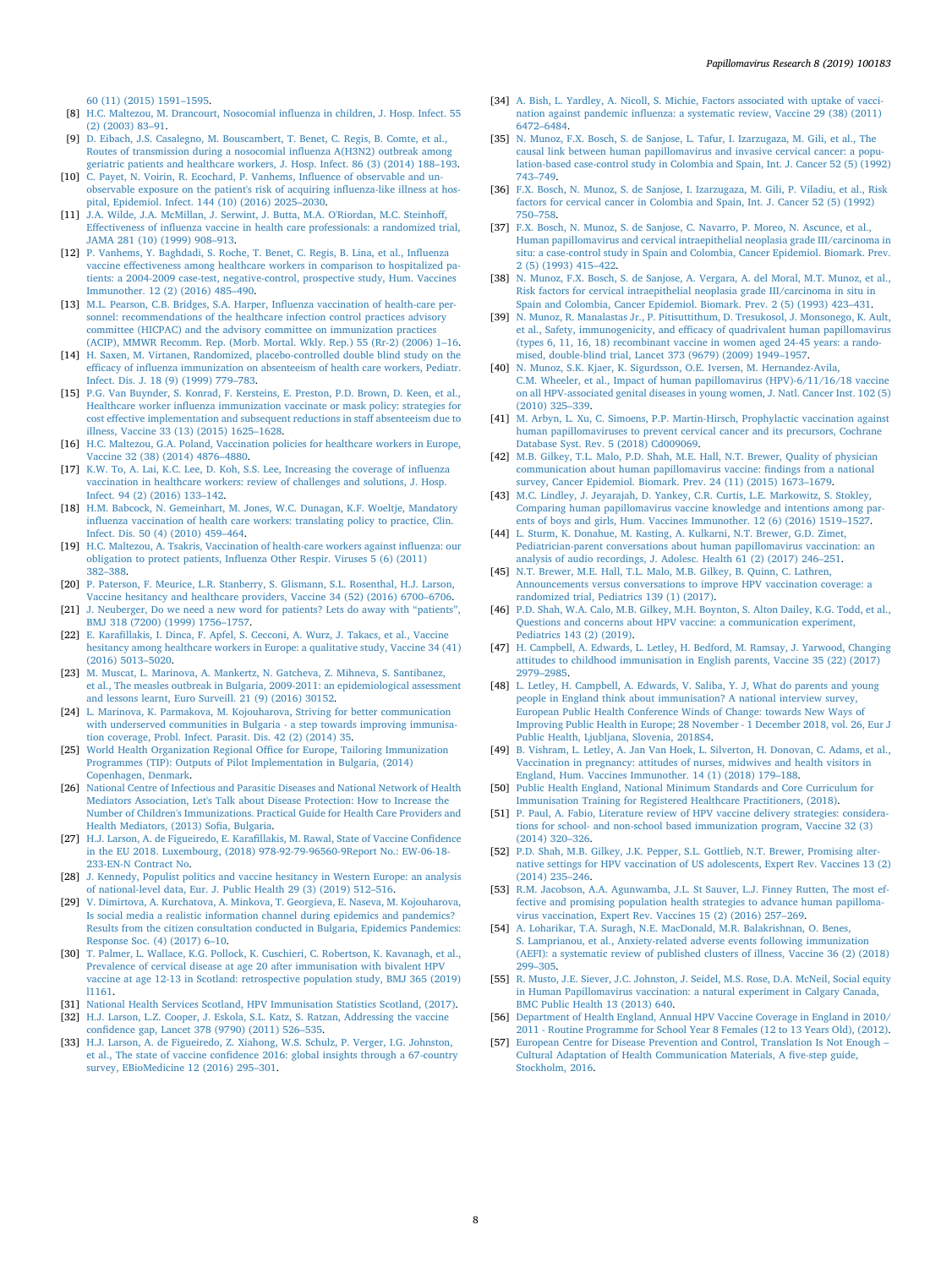60 (11) (2015) 1591–1595.

[8] H.C. Maltezou, M. Drancourt, Nosocomial influenza in children, J. Hosp. Infect. 55 (2) (2003) 83–91.

[9] D. Eibach, J.S. Casalegno, M. Bouscambert, T. Benet, C. Regis, B. Comte, et al., Routes of transmission during a nosocomial influenza A(H3N2) outbreak among geriatric patients and healthcare workers, J. Hosp. Infect. 86 (3) (2014) 188–193.

[10] C. Payet, N. Voirin, R. Ecochard, P. Vanhems, Influence of observable and unobservable exposure on the patient's risk of acquiring influenza-like illness at hospital, Epidemiol. Infect. 144 (10) (2016) 2025–2030.

[11] J.A. Wilde, J.A. McMillan, J. Serwint, J. Butta, M.A. O'Riordan, M.C. Steinhoff, Effectiveness of influenza vaccine in health care professionals: a randomized trial, JAMA 281 (10) (1999) 908–913.

[12] P. Vanhems, Y. Baghdadi, S. Roche, T. Benet, C. Regis, B. Lina, et al., Influenza vaccine effectiveness among healthcare workers in comparison to hospitalized patients: a 2004-2009 case-test, negative-control, prospective study, Hum. Vaccines Immunother. 12 (2) (2016) 485–490.

[13] M.L. Pearson, C.B. Bridges, S.A. Harper, Influenza vaccination of health-care personnel: recommendations of the healthcare infection control practices advisory committee (HICPAC) and the advisory committee on immunization practices (ACIP), MMWR Recomm. Rep. (Morb. Mortal. Wkly. Rep.) 55 (Rr-2) (2006) 1–16.

[14] H. Saxen, M. Virtanen, Randomized, placebo-controlled double blind study on the efficacy of influenza immunization on absenteeism of health care workers, Pediatr. Infect. Dis. J. 18 (9) (1999) 779–783.

[15] P.G. Van Buynder, S. Konrad, F. Kersteins, E. Preston, P.D. Brown, D. Keen, et al., Healthcare worker influenza immunization vaccinate or mask policy: strategies for cost effective implementation and subsequent reductions in staff absenteeism due to illness, Vaccine 33 (13) (2015) 1625–1628.

[16] H.C. Maltezou, G.A. Poland, Vaccination policies for healthcare workers in Europe, Vaccine 32 (38) (2014) 4876–4880.

[17] K.W. To, A. Lai, K.C. Lee, D. Koh, S.S. Lee, Increasing the coverage of influenza vaccination in healthcare workers: review of challenges and solutions, J. Hosp. Infect. 94 (2) (2016) 133–142.

[18] H.M. Babcock, N. Gemeinhart, M. Jones, W.C. Dunagan, K.F. Woeltje, Mandatory influenza vaccination of health care workers: translating policy to practice, Clin. Infect. Dis. 50 (4) (2010) 459–464.

[19] H.C. Maltezou, A. Tsakris, Vaccination of health-care workers against influenza: our obligation to protect patients, Influenza Other Respir. Viruses 5 (6) (2011) 382–388.

[20] P. Paterson, F. Meurice, L.R. Stanberry, S. Glismann, S.L. Rosenthal, H.J. Larson, Vaccine hesitancy and healthcare providers, Vaccine 34 (52) (2016) 6700–6706.

[21] J. Neuberger, Do we need a new word for patients? Lets do away with "patients", BMJ 318 (7200) (1999) 1756–1757.

[22] E. Karafillakis, I. Dinca, F. Apfel, S. Cecconi, A. Wurz, J. Takacs, et al., Vaccine hesitancy among healthcare workers in Europe: a qualitative study, Vaccine 34 (41) (2016) 5013–5020.

[23] M. Muscat, L. Marinova, A. Mankertz, N. Gatcheva, Z. Mihneva, S. Santibanez, et al., The measles outbreak in Bulgaria, 2009-2011: an epidemiological assessment and lessons learnt, Euro Surveill. 21 (9) (2016) 30152.

[24] L. Marinova, K. Parmakova, M. Kojouharova, Striving for better communication with underserved communities in Bulgaria - a step towards improving immunisation coverage, Probl. Infect. Parasit. Dis. 42 (2) (2014) 35.

[25] World Health Organization Regional Office for Europe, Tailoring Immunization Programmes (TIP): Outputs of Pilot Implementation in Bulgaria, (2014) Copenhagen, Denmark.

[26] National Centre of Infectious and Parasitic Diseases and National Network of Health Mediators Association, Let's Talk about Disease Protection: How to Increase the Number of Children's Immunizations. Practical Guide for Health Care Providers and Health Mediators, (2013) Sofia, Bulgaria.

[27] H.J. Larson, A. de Figueiredo, E. Karafillakis, M. Rawal, State of Vaccine Confidence in the EU 2018. Luxembourg, (2018) 978-92-79-96560-9Report No.: EW-06-18-233-EN-N Contract No.

[28] J. Kennedy, Populist politics and vaccine hesitancy in Western Europe: an analysis of national-level data, Eur. J. Public Health 29 (3) (2019) 512–516.

[29] V. Dimirtova, A. Kurchatova, A. Minkova, T. Georgieva, E. Naseva, M. Kojouharova, Is social media a realistic information channel during epidemics and pandemics? Results from the citizen consultation conducted in Bulgaria, Epidemics Pandemics: Response Soc. (4) (2017) 6–10.

[30] T. Palmer, L. Wallace, K.G. Pollock, K. Cuschieri, C. Robertson, K. Kavanagh, et al., Prevalence of cervical disease at age 20 after immunisation with bivalent HPV vaccine at age 12-13 in Scotland: retrospective population study, BMJ 365 (2019) l1161.

[31] National Health Services Scotland, HPV Immunisation Statistics Scotland, (2017).

[32] H.J. Larson, L.Z. Cooper, J. Eskola, S.L. Katz, S. Ratzan, Addressing the vaccine confidence gap, Lancet 378 (9790) (2011) 526–535.

[33] H.J. Larson, A. de Figueiredo, Z. Xiahong, W.S. Schulz, P. Verger, I.G. Johnston, et al., The state of vaccine confidence 2016: global insights through a 67-country survey, EBioMedicine 12 (2016) 295–301.

[34] A. Bish, L. Yardley, A. Nicoll, S. Michie, Factors associated with uptake of vaccination against pandemic influenza: a systematic review, Vaccine 29 (38) (2011) 6472–6484.

[35] N. Munoz, F.X. Bosch, S. de Sanjose, L. Tafur, I. Izarzugaza, M. Gili, et al., The causal link between human papillomavirus and invasive cervical cancer: a population-based case-control study in Colombia and Spain, Int. J. Cancer 52 (5) (1992) 743–749.

[36] F.X. Bosch, N. Munoz, S. de Sanjose, I. Izarzugaza, M. Gili, P. Viladiu, et al., Risk factors for cervical cancer in Colombia and Spain, Int. J. Cancer 52 (5) (1992) 750–758.

[37] F.X. Bosch, N. Munoz, S. de Sanjose, C. Navarro, P. Moreo, N. Ascunce, et al., Human papillomavirus and cervical intraepithelial neoplasia grade III/carcinoma in situ: a case-control study in Spain and Colombia, Cancer Epidemiol. Biomark. Prev. 2 (5) (1993) 415–422.

[38] N. Munoz, F.X. Bosch, S. de Sanjose, A. Vergara, A. del Moral, M.T. Munoz, et al., Risk factors for cervical intraepithelial neoplasia grade III/carcinoma in situ in Spain and Colombia, Cancer Epidemiol. Biomark. Prev. 2 (5) (1993) 423–431.

[39] N. Munoz, R. Manalastas Jr., P. Pitisuttithum, D. Tresukosol, J. Monsonego, K. Ault, et al., Safety, immunogenicity, and efficacy of quadrivalent human papillomavirus (types 6, 11, 16, 18) recombinant vaccine in women aged 24-45 years: a randomised, double-blind trial, Lancet 373 (9679) (2009) 1949–1957.

[40] N. Munoz, S.K. Kjaer, K. Sigurdsson, O.E. Iversen, M. Hernandez-Avila, C.M. Wheeler, et al., Impact of human papillomavirus (HPV)-6/11/16/18 vaccine on all HPV-associated genital diseases in young women, J. Natl. Cancer Inst. 102 (5) (2010) 325–339.

[41] M. Arbyn, L. Xu, C. Simoens, P.P. Martin-Hirsch, Prophylactic vaccination against human papillomaviruses to prevent cervical cancer and its precursors, Cochrane Database Syst. Rev. 5 (2018) Cd009069.

[42] M.B. Gilkey, T.L. Malo, P.D. Shah, M.E. Hall, N.T. Brewer, Quality of physician communication about human papillomavirus vaccine: findings from a national survey, Cancer Epidemiol. Biomark. Prev. 24 (11) (2015) 1673–1679.

[43] M.C. Lindley, J. Jeyarajah, D. Yankey, C.R. Curtis, L.E. Markowitz, S. Stokley, Comparing human papillomavirus vaccine knowledge and intentions among parents of boys and girls, Hum. Vaccines Immunother. 12 (6) (2016) 1519–1527.

[44] L. Sturm, K. Donahue, M. Kasting, A. Kulkarni, N.T. Brewer, G.D. Zimet, Pediatrician-parent conversations about human papillomavirus vaccination: an analysis of audio recordings, J. Adolesc. Health 61 (2) (2017) 246–251.

[45] N.T. Brewer, M.E. Hall, T.L. Malo, M.B. Gilkey, B. Quinn, C. Lathren, Announcements versus conversations to improve HPV vaccination coverage: a randomized trial, Pediatrics 139 (1) (2017).

[46] P.D. Shah, W.A. Calo, M.B. Gilkey, M.H. Boynton, S. Alton Dailey, K.G. Todd, et al., Questions and concerns about HPV vaccine: a communication experiment, Pediatrics 143 (2) (2019).

[47] H. Campbell, A. Edwards, L. Letley, H. Bedford, M. Ramsay, J. Yarwood, Changing attitudes to childhood immunisation in English parents, Vaccine 35 (22) (2017) 2979–2985.

[48] L. Letley, H. Campbell, A. Edwards, V. Saliba, Y. J, What do parents and young people in England think about immunisation? A national interview survey, European Public Health Conference Winds of Change: towards New Ways of Improving Public Health in Europe; 28 November - 1 December 2018, vol. 26, Eur J Public Health, Ljubljana, Slovenia, 2018S4.

[49] B. Vishram, L. Letley, A. Jan Van Hoek, L. Silverton, H. Donovan, C. Adams, et al., Vaccination in pregnancy: attitudes of nurses, midwives and health visitors in England, Hum. Vaccines Immunother. 14 (1) (2018) 179–188.

[50] Public Health England, National Minimum Standards and Core Curriculum for Immunisation Training for Registered Healthcare Practitioners, (2018).

[51] P. Paul, A. Fabio, Literature review of HPV vaccine delivery strategies: considerations for school- and non-school based immunization program, Vaccine 32 (3) (2014) 320–326.

[52] P.D. Shah, M.B. Gilkey, J.K. Pepper, S.L. Gottlieb, N.T. Brewer, Promising alternative settings for HPV vaccination of US adolescents, Expert Rev. Vaccines 13 (2) (2014) 235–246.

[53] R.M. Jacobson, A.A. Agunwamba, J.L. St Sauver, L.J. Finney Rutten, The most effective and promising population health strategies to advance human papillomavirus vaccination, Expert Rev. Vaccines 15 (2) (2016) 257–269.

[54] A. Loharikar, T.A. Suragh, N.E. MacDonald, M.R. Balakrishnan, O. Benes, S. Lamprianou, et al., Anxiety-related adverse events following immunization (AEFI): a systematic review of published clusters of illness, Vaccine 36 (2) (2018) 299–305.

[55] R. Musto, J.E. Siever, J.C. Johnston, J. Seidel, M.S. Rose, D.A. McNeil, Social equity in Human Papillomavirus vaccination: a natural experiment in Calgary Canada, BMC Public Health 13 (2013) 640.

[56] Department of Health England, Annual HPV Vaccine Coverage in England in 2010/2011 - Routine Programme for School Year 8 Females (12 to 13 Years Old), (2012).

[57] European Centre for Disease Prevention and Control, Translation Is Not Enough – Cultural Adaptation of Health Communication Materials, A five-step guide, Stockholm, 2016.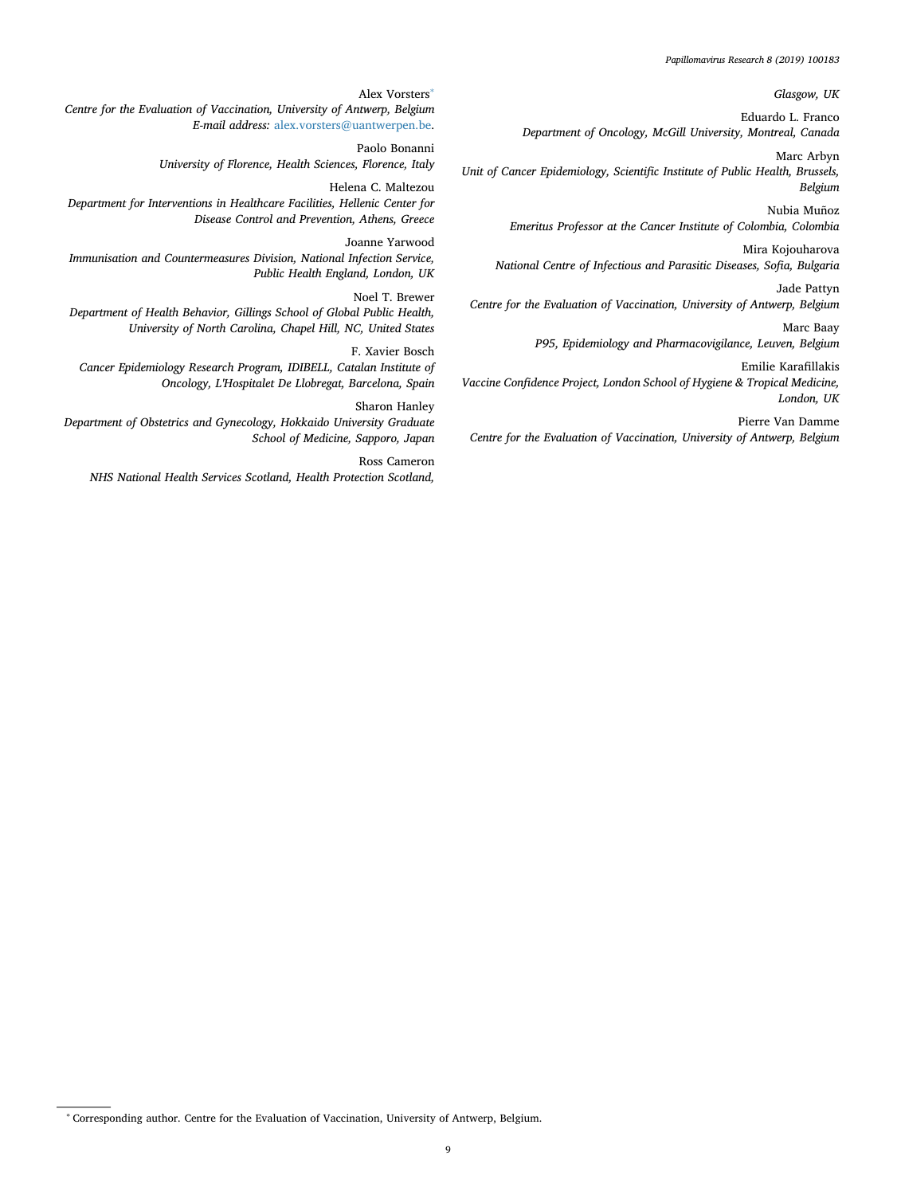Alex Vorsters[*]
*Centre for the Evaluation of Vaccination, University of Antwerp, Belgium*
*E-mail address:* alex.vorsters@uantwerpen.be.

Paolo Bonanni
*University of Florence, Health Sciences, Florence, Italy*

Helena C. Maltezou
*Department for Interventions in Healthcare Facilities, Hellenic Center for Disease Control and Prevention, Athens, Greece*

Joanne Yarwood
*Immunisation and Countermeasures Division, National Infection Service, Public Health England, London, UK*

Noel T. Brewer
*Department of Health Behavior, Gillings School of Global Public Health, University of North Carolina, Chapel Hill, NC, United States*

F. Xavier Bosch
*Cancer Epidemiology Research Program, IDIBELL, Catalan Institute of Oncology, L'Hospitalet De Llobregat, Barcelona, Spain*

Sharon Hanley
*Department of Obstetrics and Gynecology, Hokkaido University Graduate School of Medicine, Sapporo, Japan*

Ross Cameron
*NHS National Health Services Scotland, Health Protection Scotland, Glasgow, UK*

Eduardo L. Franco
*Department of Oncology, McGill University, Montreal, Canada*

Marc Arbyn
*Unit of Cancer Epidemiology, Scientific Institute of Public Health, Brussels, Belgium*

Nubia Muñoz
*Emeritus Professor at the Cancer Institute of Colombia, Colombia*

Mira Kojouharova
*National Centre of Infectious and Parasitic Diseases, Sofia, Bulgaria*

Jade Pattyn
*Centre for the Evaluation of Vaccination, University of Antwerp, Belgium*

Marc Baay
*P95, Epidemiology and Pharmacovigilance, Leuven, Belgium*

Emilie Karafillakis
*Vaccine Confidence Project, London School of Hygiene & Tropical Medicine, London, UK*

Pierre Van Damme
*Centre for the Evaluation of Vaccination, University of Antwerp, Belgium*

[*] Corresponding author. Centre for the Evaluation of Vaccination, University of Antwerp, Belgium.